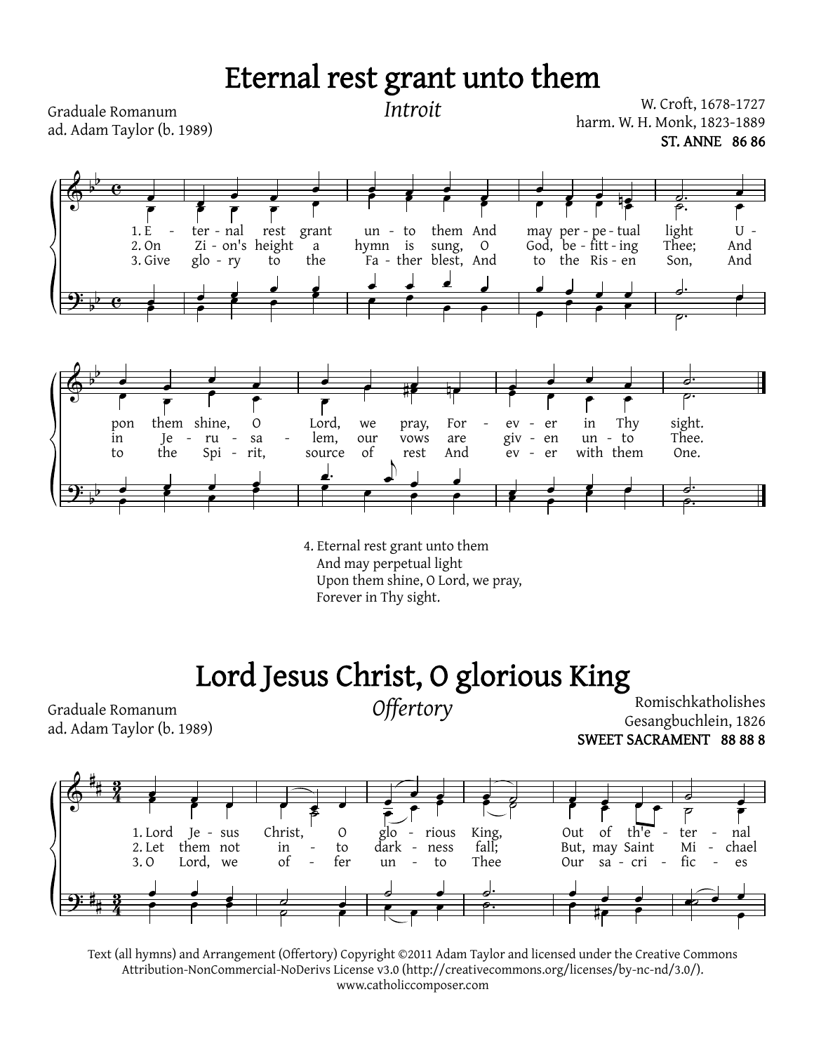# Eternal rest grant unto them

*Introit*

Graduale Romanum
ad. Adam Taylor (b. 1989)

W. Croft, 1678-1727
harm. W. H. Monk, 1823-1889
**ST. ANNE 86 86**

1. E - ter - nal rest grant un - to them And may per - pe - tual light U - pon them shine, O Lord, we pray, For - ev - er in Thy sight.
2. On Zi - on's height a hymn is sung, O God, be - fitt - ing Thee; And in Je - ru - sa - lem, our vows are giv - en un - to Thee.
3. Give glo - ry to the Fa - ther blest, And to the Ris - en Son, And to the Spi - rit, source of rest And ev - er with them One.

4. Eternal rest grant unto them
And may perpetual light
Upon them shine, O Lord, we pray,
Forever in Thy sight.

# Lord Jesus Christ, O glorious King

*Offertory*

Graduale Romanum
ad. Adam Taylor (b. 1989)

Romischkatholishes
Gesangbuchlein, 1826
**SWEET SACRAMENT 88 88 8**

1. Lord Je - sus Christ, O glo - rious King, Out of th'e - ter - nal
2. Let them not in - to dark - ness fall; But, may Saint Mi - chael
3. O Lord, we of - fer un - to Thee Our sa - cri - fic - es

Text (all hymns) and Arrangement (Offertory) Copyright ©2011 Adam Taylor and licensed under the Creative Commons Attribution-NonCommercial-NoDerivs License v3.0 (http://creativecommons.org/licenses/by-nc-nd/3.0/).
www.catholiccomposer.com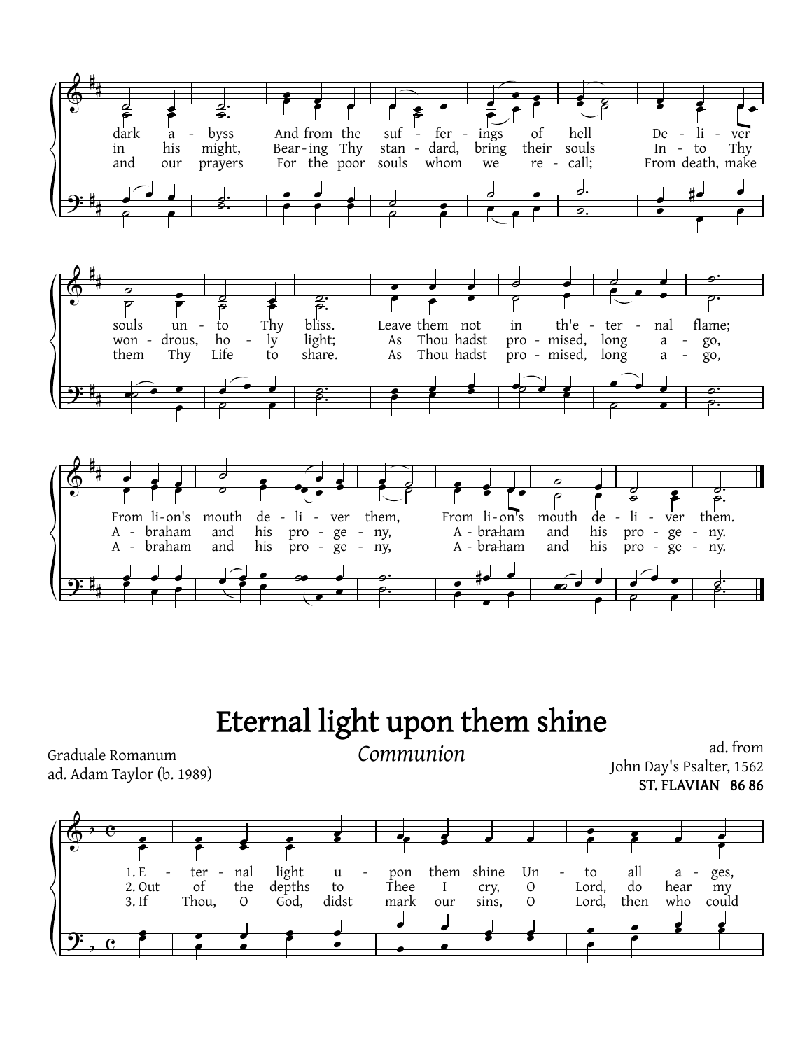dark abyss And from the sufferings of hell Deliver souls unto Thy bliss. Leave them not in th'eternal flame; From li-on's mouth deliver them, From li-on's mouth deliver them.

in his might, Bearing Thy standard, bring their souls Into Thy wondrous, holy light; As Thou hadst promised, long ago, Abraham and his progeny, Abraham and his progeny.

and our prayers For the poor souls whom we recall; From death, make them Thy Life to share. As Thou hadst promised, long ago, Abraham and his progeny, Abraham and his progeny.

# Eternal light upon them shine

*Communion*

Graduale Romanum
ad. Adam Taylor (b. 1989)

ad. from
John Day's Psalter, 1562
**ST. FLAVIAN 86 86**

1. Eternal light upon them shine Unto all ages,
2. Out of the depths to Thee I cry, O Lord, do hear my
3. If Thou, O God, didst mark our sins, O Lord, then who could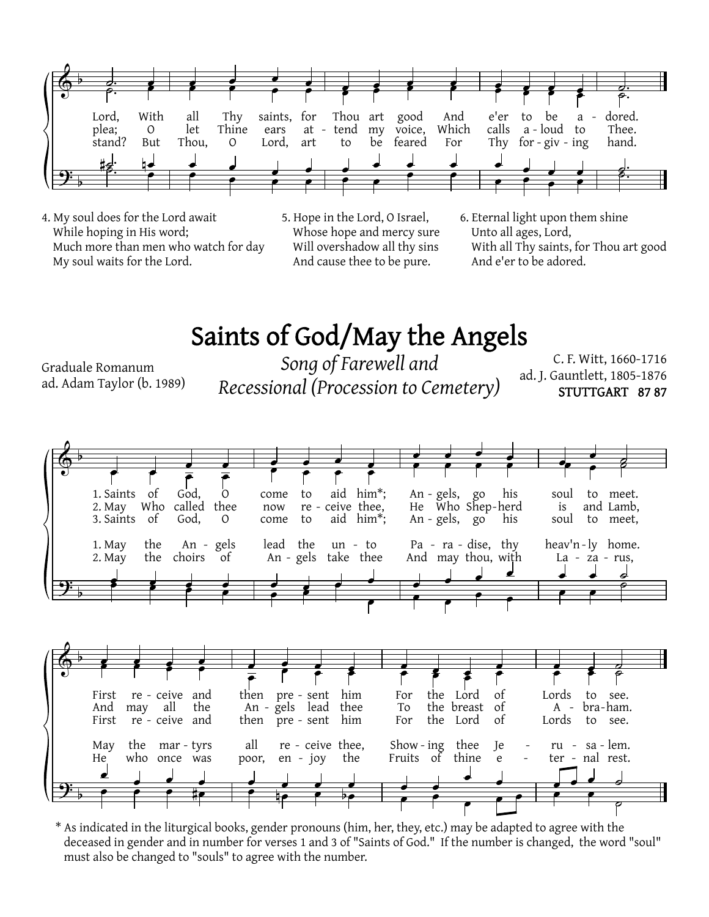Lord, With all Thy saints, for Thou art good And e'er to be a - dored.
plea; O let Thine ears at - tend my voice, Which calls a - loud to Thee.
stand? But Thou, O Lord, art to be feared For Thy for - giv - ing hand.

4. My soul does for the Lord await
While hoping in His word;
Much more than men who watch for day
My soul waits for the Lord.

5. Hope in the Lord, O Israel,
Whose hope and mercy sure
Will overshadow all thy sins
And cause thee to be pure.

6. Eternal light upon them shine
Unto all ages, Lord,
With all Thy saints, for Thou art good
And e'er to be adored.

# Saints of God/May the Angels

*Song of Farewell and Recessional (Procession to Cemetery)*

Graduale Romanum
ad. Adam Taylor (b. 1989)

C. F. Witt, 1660-1716
ad. J. Gauntlett, 1805-1876
**STUTTGART 87 87**

1. Saints of God, O come to aid him*; An - gels, go his soul to meet.
2. May Who called thee now re - ceive thee, He Who Shep - herd is and Lamb,
3. Saints of God, O come to aid him*; An - gels, go his soul to meet,

1. May the An - gels lead the un - to Pa - ra - dise, thy heav'n - ly home.
2. May the choirs of An - gels take thee And may thou, with La - za - rus,

First re - ceive and then pre - sent him For the Lord of Lords to see.
And may all the An - gels lead thee To the breast of A - bra - ham.
First re - ceive and then pre - sent him For the Lord of Lords to see.

May the mar - tyrs all re - ceive thee, Show - ing thee Je - ru - sa - lem.
He who once was poor, en - joy the Fruits of thine e - ter - nal rest.

* As indicated in the liturgical books, gender pronouns (him, her, they, etc.) may be adapted to agree with the deceased in gender and in number for verses 1 and 3 of "Saints of God." If the number is changed, the word "soul" must also be changed to "souls" to agree with the number.